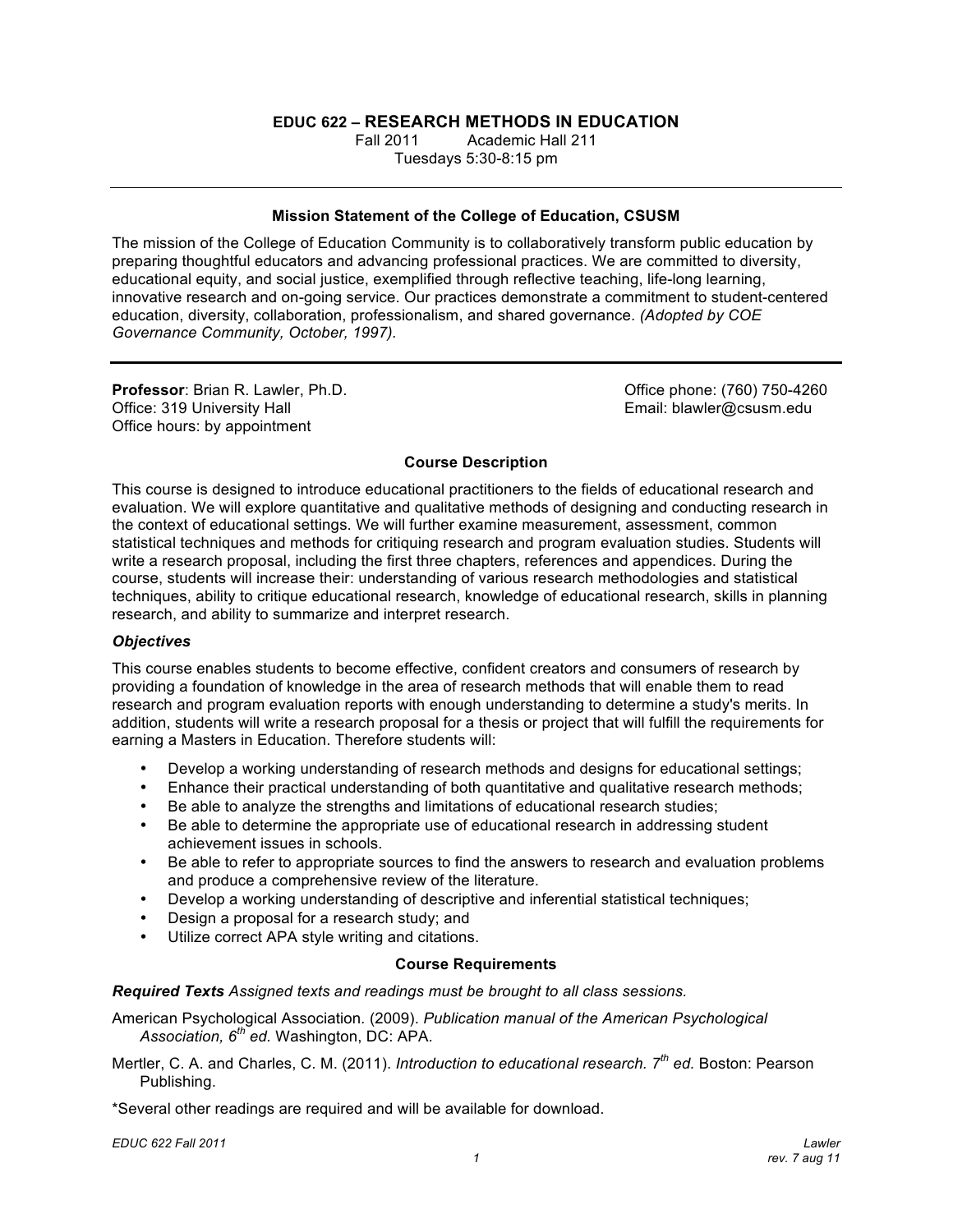# EDUC 622 – RESEARCH METHODS IN EDUCATION

Fall 2011 Academic Hall 211

Tuesdays 5:30-8:15 pm

---

### Mission Statement of the College of Education, CSUSM

The mission of the College of Education Community is to collaboratively transform public education by preparing thoughtful educators and advancing professional practices. We are committed to diversity, educational equity, and social justice, exemplified through reflective teaching, life-long learning, innovative research and on-going service. Our practices demonstrate a commitment to student-centered education, diversity, collaboration, professionalism, and shared governance. *(Adopted by COE Governance Community, October, 1997).*

---

**Professor**: Brian R. Lawler, Ph.D.
Office: 319 University Hall
Office hours: by appointment

Office phone: (760) 750-4260
Email: blawler@csusm.edu

### Course Description

This course is designed to introduce educational practitioners to the fields of educational research and evaluation. We will explore quantitative and qualitative methods of designing and conducting research in the context of educational settings. We will further examine measurement, assessment, common statistical techniques and methods for critiquing research and program evaluation studies. Students will write a research proposal, including the first three chapters, references and appendices. During the course, students will increase their: understanding of various research methodologies and statistical techniques, ability to critique educational research, knowledge of educational research, skills in planning research, and ability to summarize and interpret research.

#### *Objectives*

This course enables students to become effective, confident creators and consumers of research by providing a foundation of knowledge in the area of research methods that will enable them to read research and program evaluation reports with enough understanding to determine a study's merits. In addition, students will write a research proposal for a thesis or project that will fulfill the requirements for earning a Masters in Education. Therefore students will:

- Develop a working understanding of research methods and designs for educational settings;
- Enhance their practical understanding of both quantitative and qualitative research methods;
- Be able to analyze the strengths and limitations of educational research studies;
- Be able to determine the appropriate use of educational research in addressing student achievement issues in schools.
- Be able to refer to appropriate sources to find the answers to research and evaluation problems and produce a comprehensive review of the literature.
- Develop a working understanding of descriptive and inferential statistical techniques;
- Design a proposal for a research study; and
- Utilize correct APA style writing and citations.

### Course Requirements

***Required Texts*** *Assigned texts and readings must be brought to all class sessions.*

American Psychological Association. (2009). *Publication manual of the American Psychological Association, 6th ed.* Washington, DC: APA.

Mertler, C. A. and Charles, C. M. (2011). *Introduction to educational research. 7th ed.* Boston: Pearson Publishing.

*Several other readings are required and will be available for download.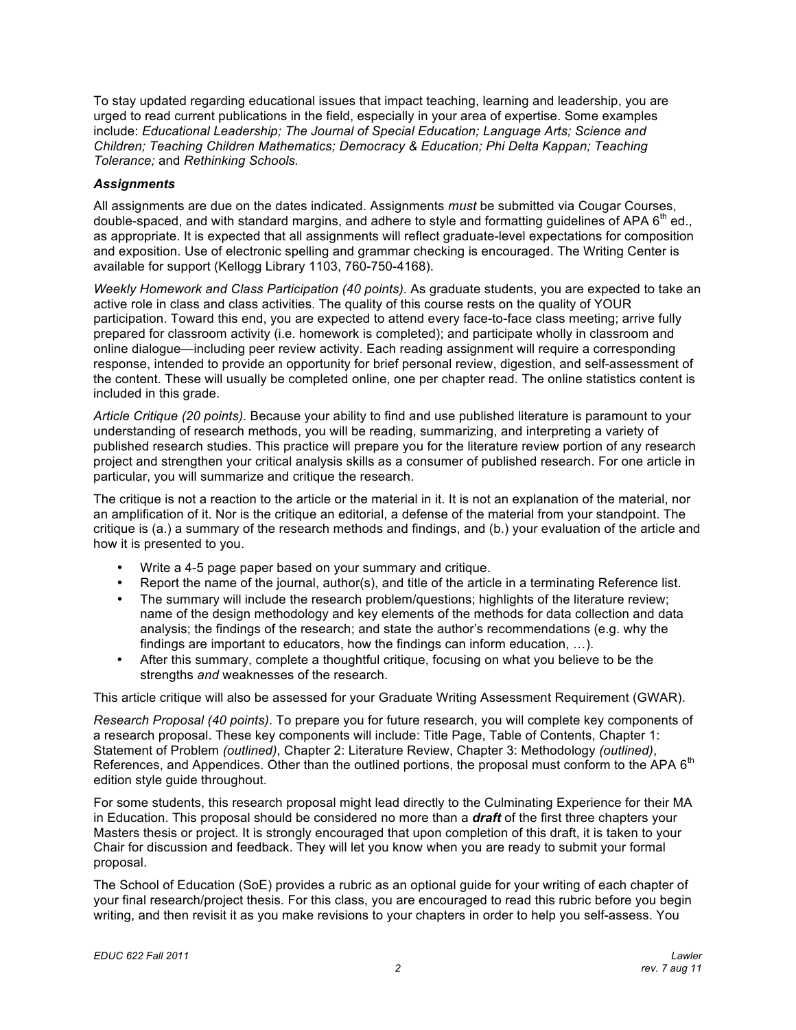To stay updated regarding educational issues that impact teaching, learning and leadership, you are urged to read current publications in the field, especially in your area of expertise. Some examples include: *Educational Leadership; The Journal of Special Education; Language Arts; Science and Children; Teaching Children Mathematics; Democracy & Education; Phi Delta Kappan; Teaching Tolerance;* and *Rethinking Schools.*

### *Assignments*

All assignments are due on the dates indicated. Assignments *must* be submitted via Cougar Courses, double-spaced, and with standard margins, and adhere to style and formatting guidelines of APA 6th ed., as appropriate. It is expected that all assignments will reflect graduate-level expectations for composition and exposition. Use of electronic spelling and grammar checking is encouraged. The Writing Center is available for support (Kellogg Library 1103, 760-750-4168).

*Weekly Homework and Class Participation (40 points)*. As graduate students, you are expected to take an active role in class and class activities. The quality of this course rests on the quality of YOUR participation. Toward this end, you are expected to attend every face-to-face class meeting; arrive fully prepared for classroom activity (i.e. homework is completed); and participate wholly in classroom and online dialogue—including peer review activity. Each reading assignment will require a corresponding response, intended to provide an opportunity for brief personal review, digestion, and self-assessment of the content. These will usually be completed online, one per chapter read. The online statistics content is included in this grade.

*Article Critique (20 points)*. Because your ability to find and use published literature is paramount to your understanding of research methods, you will be reading, summarizing, and interpreting a variety of published research studies. This practice will prepare you for the literature review portion of any research project and strengthen your critical analysis skills as a consumer of published research. For one article in particular, you will summarize and critique the research.

The critique is not a reaction to the article or the material in it. It is not an explanation of the material, nor an amplification of it. Nor is the critique an editorial, a defense of the material from your standpoint. The critique is (a.) a summary of the research methods and findings, and (b.) your evaluation of the article and how it is presented to you.

- Write a 4-5 page paper based on your summary and critique.
- Report the name of the journal, author(s), and title of the article in a terminating Reference list.
- The summary will include the research problem/questions; highlights of the literature review; name of the design methodology and key elements of the methods for data collection and data analysis; the findings of the research; and state the author's recommendations (e.g. why the findings are important to educators, how the findings can inform education, …).
- After this summary, complete a thoughtful critique, focusing on what you believe to be the strengths *and* weaknesses of the research.

This article critique will also be assessed for your Graduate Writing Assessment Requirement (GWAR).

*Research Proposal (40 points)*. To prepare you for future research, you will complete key components of a research proposal. These key components will include: Title Page, Table of Contents, Chapter 1: Statement of Problem *(outlined)*, Chapter 2: Literature Review, Chapter 3: Methodology *(outlined)*, References, and Appendices. Other than the outlined portions, the proposal must conform to the APA 6th edition style guide throughout.

For some students, this research proposal might lead directly to the Culminating Experience for their MA in Education. This proposal should be considered no more than a ***draft*** of the first three chapters your Masters thesis or project. It is strongly encouraged that upon completion of this draft, it is taken to your Chair for discussion and feedback. They will let you know when you are ready to submit your formal proposal.

The School of Education (SoE) provides a rubric as an optional guide for your writing of each chapter of your final research/project thesis. For this class, you are encouraged to read this rubric before you begin writing, and then revisit it as you make revisions to your chapters in order to help you self-assess. You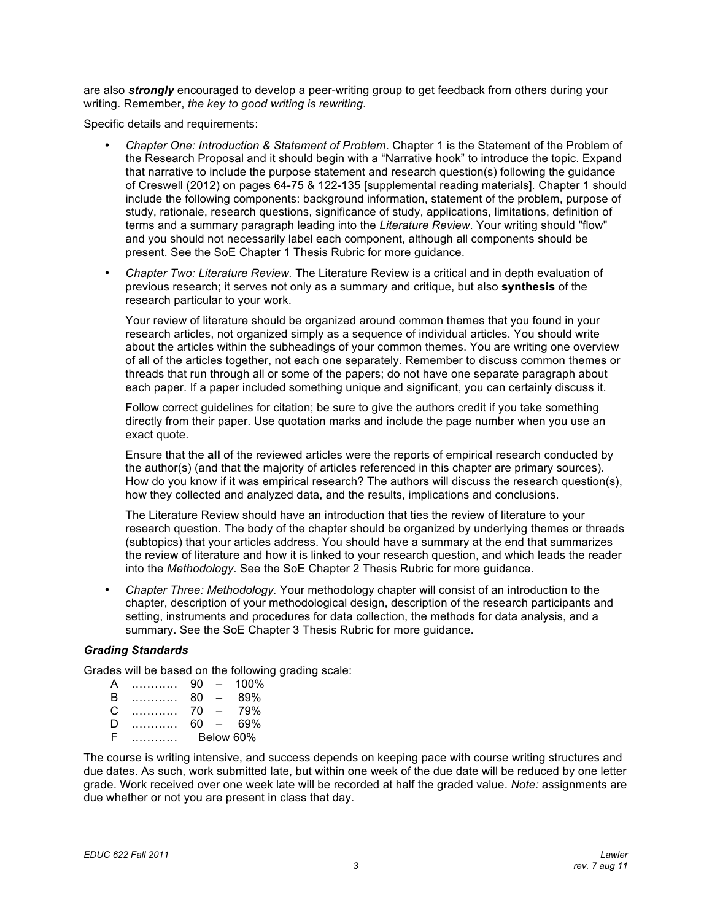are also ***strongly*** encouraged to develop a peer-writing group to get feedback from others during your writing. Remember, *the key to good writing is rewriting*.

Specific details and requirements:

- *Chapter One: Introduction & Statement of Problem*. Chapter 1 is the Statement of the Problem of the Research Proposal and it should begin with a "Narrative hook" to introduce the topic. Expand that narrative to include the purpose statement and research question(s) following the guidance of Creswell (2012) on pages 64-75 & 122-135 [supplemental reading materials]. Chapter 1 should include the following components: background information, statement of the problem, purpose of study, rationale, research questions, significance of study, applications, limitations, definition of terms and a summary paragraph leading into the *Literature Review*. Your writing should "flow" and you should not necessarily label each component, although all components should be present. See the SoE Chapter 1 Thesis Rubric for more guidance.

- *Chapter Two: Literature Review*. The Literature Review is a critical and in depth evaluation of previous research; it serves not only as a summary and critique, but also **synthesis** of the research particular to your work.

  Your review of literature should be organized around common themes that you found in your research articles, not organized simply as a sequence of individual articles. You should write about the articles within the subheadings of your common themes. You are writing one overview of all of the articles together, not each one separately. Remember to discuss common themes or threads that run through all or some of the papers; do not have one separate paragraph about each paper. If a paper included something unique and significant, you can certainly discuss it.

  Follow correct guidelines for citation; be sure to give the authors credit if you take something directly from their paper. Use quotation marks and include the page number when you use an exact quote.

  Ensure that the **all** of the reviewed articles were the reports of empirical research conducted by the author(s) (and that the majority of articles referenced in this chapter are primary sources). How do you know if it was empirical research? The authors will discuss the research question(s), how they collected and analyzed data, and the results, implications and conclusions.

  The Literature Review should have an introduction that ties the review of literature to your research question. The body of the chapter should be organized by underlying themes or threads (subtopics) that your articles address. You should have a summary at the end that summarizes the review of literature and how it is linked to your research question, and which leads the reader into the *Methodology*. See the SoE Chapter 2 Thesis Rubric for more guidance.

- *Chapter Three: Methodology.* Your methodology chapter will consist of an introduction to the chapter, description of your methodological design, description of the research participants and setting, instruments and procedures for data collection, the methods for data analysis, and a summary. See the SoE Chapter 3 Thesis Rubric for more guidance.

### *Grading Standards*

Grades will be based on the following grading scale:

A ………… 90 – 100%
B ………… 80 – 89%
C ………… 70 – 79%
D ………… 60 – 69%
F ………… Below 60%

The course is writing intensive, and success depends on keeping pace with course writing structures and due dates. As such, work submitted late, but within one week of the due date will be reduced by one letter grade. Work received over one week late will be recorded at half the graded value. *Note:* assignments are due whether or not you are present in class that day.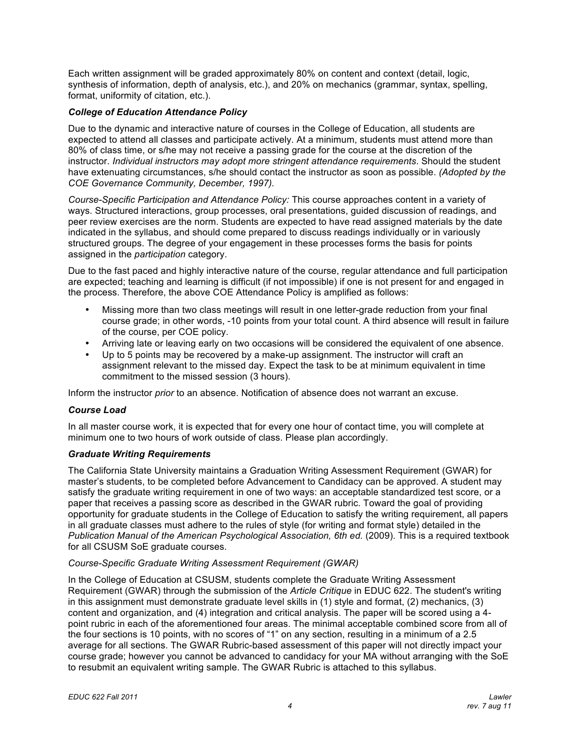Each written assignment will be graded approximately 80% on content and context (detail, logic, synthesis of information, depth of analysis, etc.), and 20% on mechanics (grammar, syntax, spelling, format, uniformity of citation, etc.).

### *College of Education Attendance Policy*

Due to the dynamic and interactive nature of courses in the College of Education, all students are expected to attend all classes and participate actively. At a minimum, students must attend more than 80% of class time, or s/he may not receive a passing grade for the course at the discretion of the instructor. *Individual instructors may adopt more stringent attendance requirements*. Should the student have extenuating circumstances, s/he should contact the instructor as soon as possible. *(Adopted by the COE Governance Community, December, 1997).*

*Course-Specific Participation and Attendance Policy:* This course approaches content in a variety of ways. Structured interactions, group processes, oral presentations, guided discussion of readings, and peer review exercises are the norm. Students are expected to have read assigned materials by the date indicated in the syllabus, and should come prepared to discuss readings individually or in variously structured groups. The degree of your engagement in these processes forms the basis for points assigned in the *participation* category.

Due to the fast paced and highly interactive nature of the course, regular attendance and full participation are expected; teaching and learning is difficult (if not impossible) if one is not present for and engaged in the process. Therefore, the above COE Attendance Policy is amplified as follows:

- Missing more than two class meetings will result in one letter-grade reduction from your final course grade; in other words, -10 points from your total count. A third absence will result in failure of the course, per COE policy.
- Arriving late or leaving early on two occasions will be considered the equivalent of one absence.
- Up to 5 points may be recovered by a make-up assignment. The instructor will craft an assignment relevant to the missed day. Expect the task to be at minimum equivalent in time commitment to the missed session (3 hours).

Inform the instructor *prior* to an absence. Notification of absence does not warrant an excuse.

### *Course Load*

In all master course work, it is expected that for every one hour of contact time, you will complete at minimum one to two hours of work outside of class. Please plan accordingly.

### *Graduate Writing Requirements*

The California State University maintains a Graduation Writing Assessment Requirement (GWAR) for master's students, to be completed before Advancement to Candidacy can be approved. A student may satisfy the graduate writing requirement in one of two ways: an acceptable standardized test score, or a paper that receives a passing score as described in the GWAR rubric. Toward the goal of providing opportunity for graduate students in the College of Education to satisfy the writing requirement, all papers in all graduate classes must adhere to the rules of style (for writing and format style) detailed in the *Publication Manual of the American Psychological Association, 6th ed.* (2009). This is a required textbook for all CSUSM SoE graduate courses.

*Course-Specific Graduate Writing Assessment Requirement (GWAR)*

In the College of Education at CSUSM, students complete the Graduate Writing Assessment Requirement (GWAR) through the submission of the *Article Critique* in EDUC 622. The student's writing in this assignment must demonstrate graduate level skills in (1) style and format, (2) mechanics, (3) content and organization, and (4) integration and critical analysis. The paper will be scored using a 4-point rubric in each of the aforementioned four areas. The minimal acceptable combined score from all of the four sections is 10 points, with no scores of "1" on any section, resulting in a minimum of a 2.5 average for all sections. The GWAR Rubric-based assessment of this paper will not directly impact your course grade; however you cannot be advanced to candidacy for your MA without arranging with the SoE to resubmit an equivalent writing sample. The GWAR Rubric is attached to this syllabus.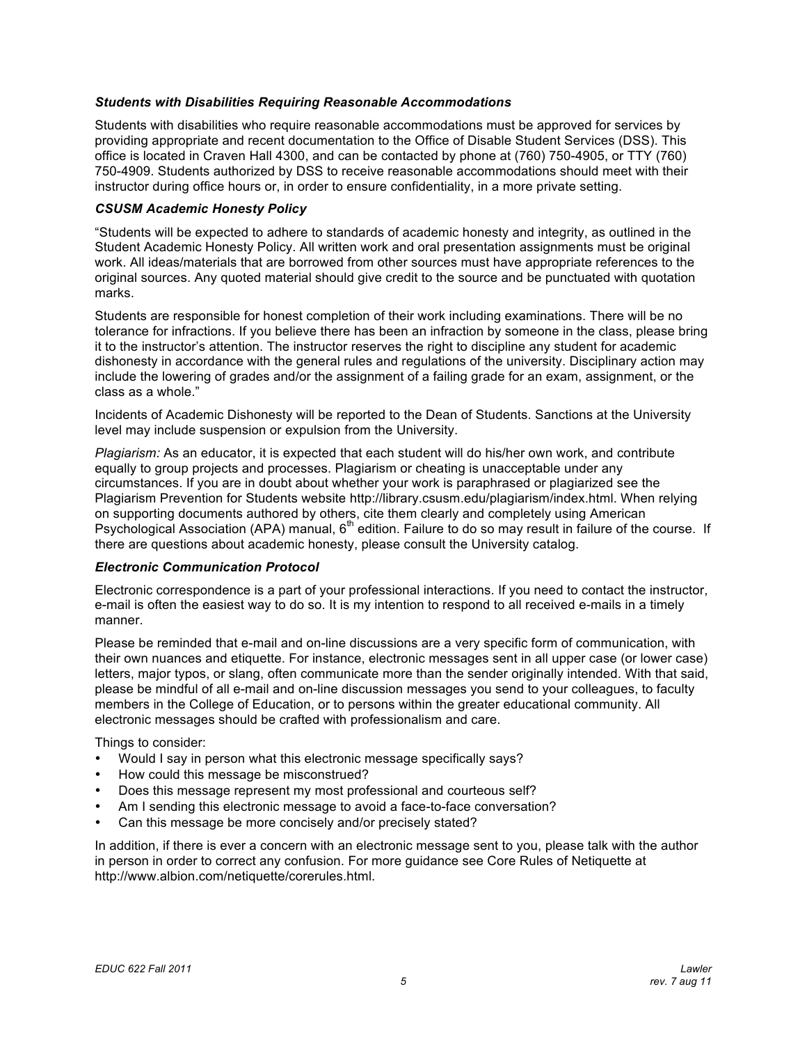### *Students with Disabilities Requiring Reasonable Accommodations*

Students with disabilities who require reasonable accommodations must be approved for services by providing appropriate and recent documentation to the Office of Disable Student Services (DSS). This office is located in Craven Hall 4300, and can be contacted by phone at (760) 750-4905, or TTY (760) 750-4909. Students authorized by DSS to receive reasonable accommodations should meet with their instructor during office hours or, in order to ensure confidentiality, in a more private setting.

### *CSUSM Academic Honesty Policy*

"Students will be expected to adhere to standards of academic honesty and integrity, as outlined in the Student Academic Honesty Policy. All written work and oral presentation assignments must be original work. All ideas/materials that are borrowed from other sources must have appropriate references to the original sources. Any quoted material should give credit to the source and be punctuated with quotation marks.

Students are responsible for honest completion of their work including examinations. There will be no tolerance for infractions. If you believe there has been an infraction by someone in the class, please bring it to the instructor's attention. The instructor reserves the right to discipline any student for academic dishonesty in accordance with the general rules and regulations of the university. Disciplinary action may include the lowering of grades and/or the assignment of a failing grade for an exam, assignment, or the class as a whole."

Incidents of Academic Dishonesty will be reported to the Dean of Students. Sanctions at the University level may include suspension or expulsion from the University.

*Plagiarism:* As an educator, it is expected that each student will do his/her own work, and contribute equally to group projects and processes. Plagiarism or cheating is unacceptable under any circumstances. If you are in doubt about whether your work is paraphrased or plagiarized see the Plagiarism Prevention for Students website http://library.csusm.edu/plagiarism/index.html. When relying on supporting documents authored by others, cite them clearly and completely using American Psychological Association (APA) manual, 6th edition. Failure to do so may result in failure of the course. If there are questions about academic honesty, please consult the University catalog.

### *Electronic Communication Protocol*

Electronic correspondence is a part of your professional interactions. If you need to contact the instructor, e-mail is often the easiest way to do so. It is my intention to respond to all received e-mails in a timely manner.

Please be reminded that e-mail and on-line discussions are a very specific form of communication, with their own nuances and etiquette. For instance, electronic messages sent in all upper case (or lower case) letters, major typos, or slang, often communicate more than the sender originally intended. With that said, please be mindful of all e-mail and on-line discussion messages you send to your colleagues, to faculty members in the College of Education, or to persons within the greater educational community. All electronic messages should be crafted with professionalism and care.

Things to consider:

- Would I say in person what this electronic message specifically says?
- How could this message be misconstrued?
- Does this message represent my most professional and courteous self?
- Am I sending this electronic message to avoid a face-to-face conversation?
- Can this message be more concisely and/or precisely stated?

In addition, if there is ever a concern with an electronic message sent to you, please talk with the author in person in order to correct any confusion. For more guidance see Core Rules of Netiquette at http://www.albion.com/netiquette/corerules.html.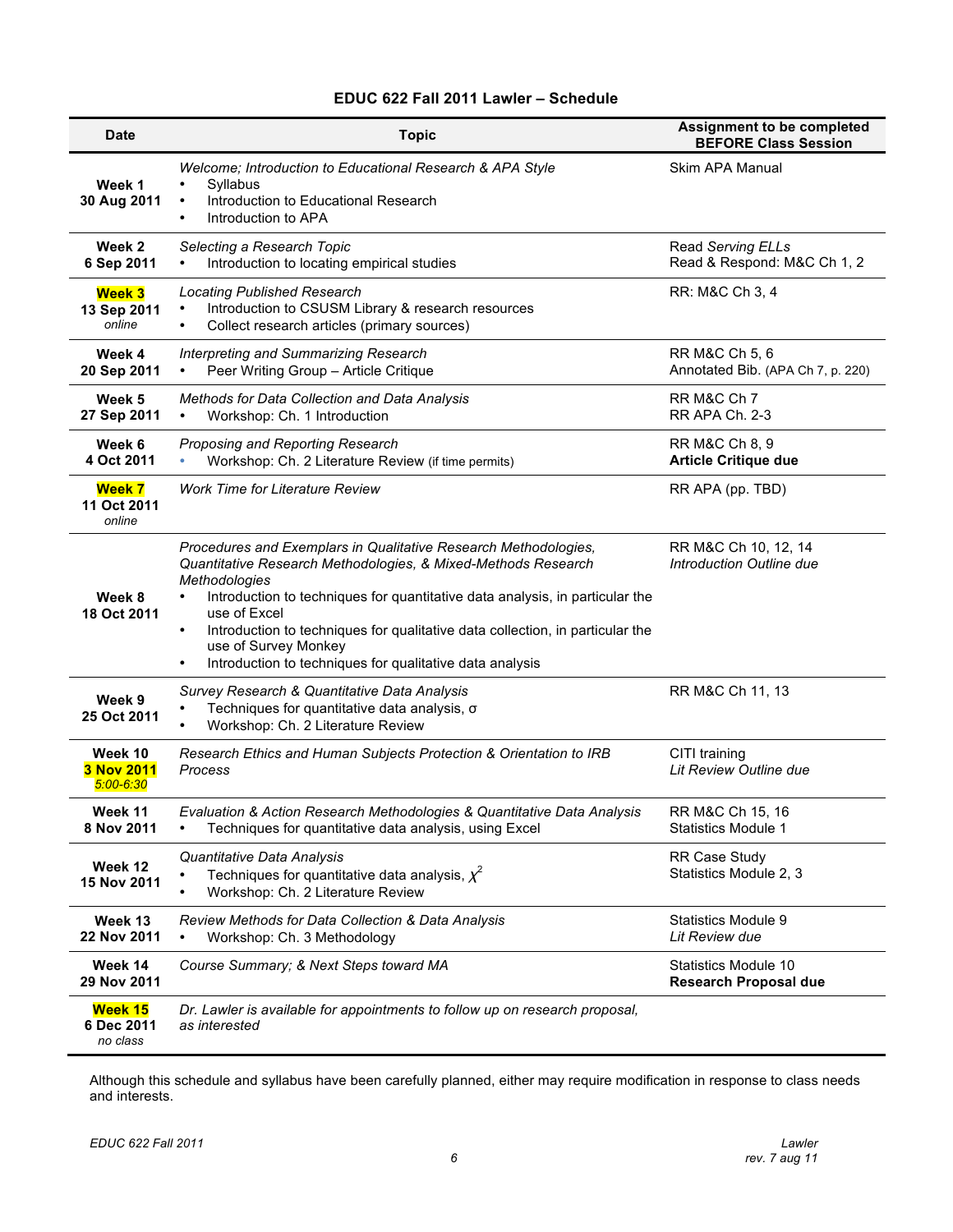## EDUC 622 Fall 2011 Lawler – Schedule

| Date | Topic | Assignment to be completed BEFORE Class Session |
|---|---|---|
| **Week 1**<br>**30 Aug 2011** | *Welcome; Introduction to Educational Research & APA Style*<br>• Syllabus<br>• Introduction to Educational Research<br>• Introduction to APA | Skim APA Manual |
| **Week 2**<br>**6 Sep 2011** | *Selecting a Research Topic*<br>• Introduction to locating empirical studies | Read *Serving ELLs*<br>Read & Respond: M&C Ch 1, 2 |
| **Week 3**<br>**13 Sep 2011**<br>*online* | *Locating Published Research*<br>• Introduction to CSUSM Library & research resources<br>• Collect research articles (primary sources) | RR: M&C Ch 3, 4 |
| **Week 4**<br>**20 Sep 2011** | *Interpreting and Summarizing Research*<br>• Peer Writing Group – Article Critique | RR M&C Ch 5, 6<br>Annotated Bib. (APA Ch 7, p. 220) |
| **Week 5**<br>**27 Sep 2011** | *Methods for Data Collection and Data Analysis*<br>• Workshop: Ch. 1 Introduction | RR M&C Ch 7<br>RR APA Ch. 2-3 |
| **Week 6**<br>**4 Oct 2011** | *Proposing and Reporting Research*<br>• Workshop: Ch. 2 Literature Review (if time permits) | RR M&C Ch 8, 9<br>**Article Critique due** |
| **Week 7**<br>**11 Oct 2011**<br>*online* | *Work Time for Literature Review* | RR APA (pp. TBD) |
| **Week 8**<br>**18 Oct 2011** | *Procedures and Exemplars in Qualitative Research Methodologies, Quantitative Research Methodologies, & Mixed-Methods Research Methodologies*<br>• Introduction to techniques for quantitative data analysis, in particular the use of Excel<br>• Introduction to techniques for qualitative data collection, in particular the use of Survey Monkey<br>• Introduction to techniques for qualitative data analysis | RR M&C Ch 10, 12, 14<br>*Introduction Outline due* |
| **Week 9**<br>**25 Oct 2011** | *Survey Research & Quantitative Data Analysis*<br>• Techniques for quantitative data analysis, $\sigma$<br>• Workshop: Ch. 2 Literature Review | RR M&C Ch 11, 13 |
| **Week 10**<br>**3 Nov 2011**<br>*5:00-6:30* | *Research Ethics and Human Subjects Protection & Orientation to IRB Process* | CITI training<br>*Lit Review Outline due* |
| **Week 11**<br>**8 Nov 2011** | *Evaluation & Action Research Methodologies & Quantitative Data Analysis*<br>• Techniques for quantitative data analysis, using Excel | RR M&C Ch 15, 16<br>Statistics Module 1 |
| **Week 12**<br>**15 Nov 2011** | *Quantitative Data Analysis*<br>• Techniques for quantitative data analysis, $\chi^2$<br>• Workshop: Ch. 2 Literature Review | RR Case Study<br>Statistics Module 2, 3 |
| **Week 13**<br>**22 Nov 2011** | *Review Methods for Data Collection & Data Analysis*<br>• Workshop: Ch. 3 Methodology | Statistics Module 9<br>*Lit Review due* |
| **Week 14**<br>**29 Nov 2011** | *Course Summary; & Next Steps toward MA* | Statistics Module 10<br>**Research Proposal due** |
| **Week 15**<br>**6 Dec 2011**<br>*no class* | *Dr. Lawler is available for appointments to follow up on research proposal, as interested* | |

Although this schedule and syllabus have been carefully planned, either may require modification in response to class needs and interests.

*rev. 7 aug 11*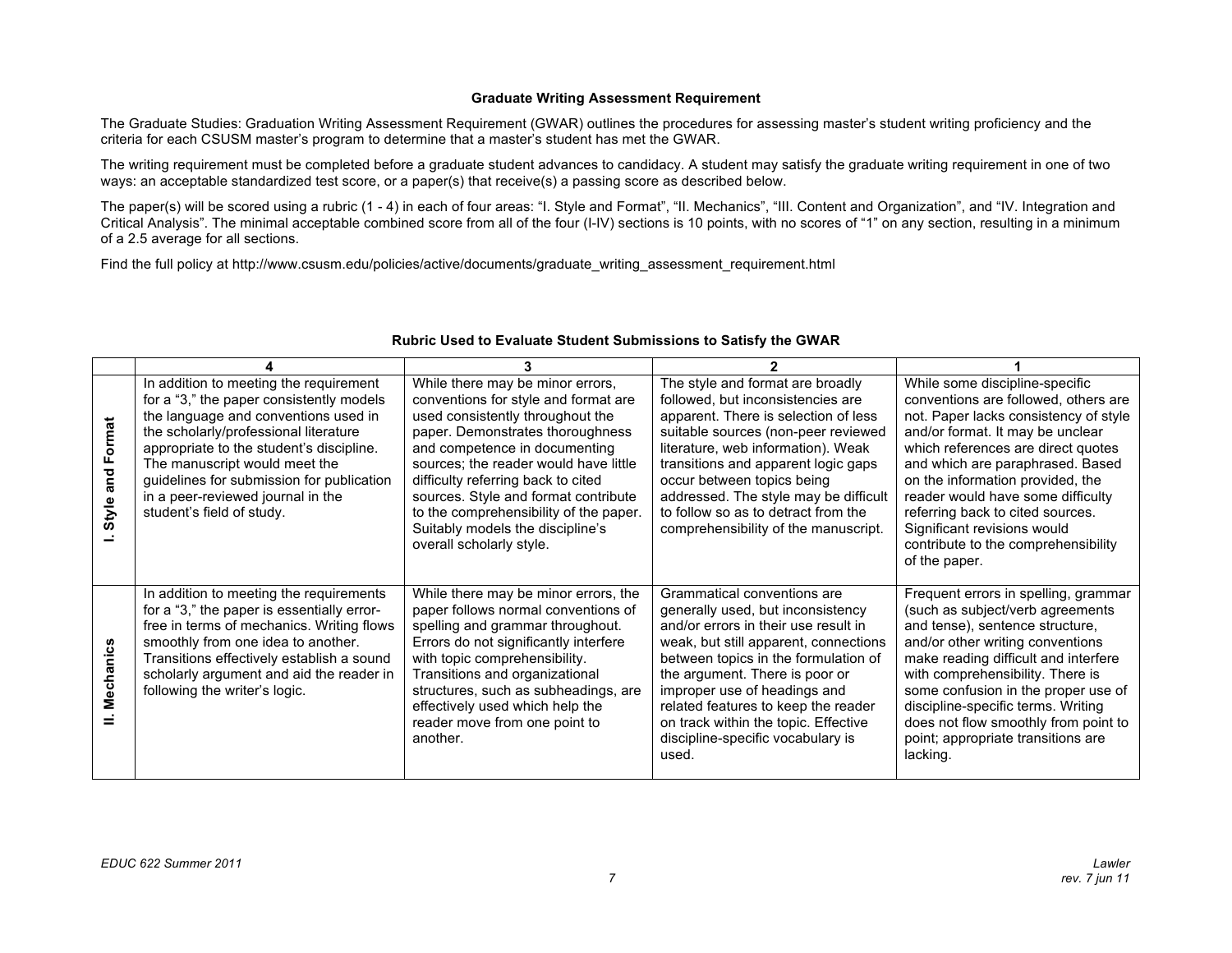**Graduate Writing Assessment Requirement**

The Graduate Studies: Graduation Writing Assessment Requirement (GWAR) outlines the procedures for assessing master's student writing proficiency and the criteria for each CSUSM master's program to determine that a master's student has met the GWAR.

The writing requirement must be completed before a graduate student advances to candidacy. A student may satisfy the graduate writing requirement in one of two ways: an acceptable standardized test score, or a paper(s) that receive(s) a passing score as described below.

The paper(s) will be scored using a rubric (1 - 4) in each of four areas: "I. Style and Format", "II. Mechanics", "III. Content and Organization", and "IV. Integration and Critical Analysis". The minimal acceptable combined score from all of the four (I-IV) sections is 10 points, with no scores of "1" on any section, resulting in a minimum of a 2.5 average for all sections.

Find the full policy at http://www.csusm.edu/policies/active/documents/graduate_writing_assessment_requirement.html

**Rubric Used to Evaluate Student Submissions to Satisfy the GWAR**

| | 4 | 3 | 2 | 1 |
|---|---|---|---|---|
| I. Style and Format | In addition to meeting the requirement for a "3," the paper consistently models the language and conventions used in the scholarly/professional literature appropriate to the student's discipline. The manuscript would meet the guidelines for submission for publication in a peer-reviewed journal in the student's field of study. | While there may be minor errors, conventions for style and format are used consistently throughout the paper. Demonstrates thoroughness and competence in documenting sources; the reader would have little difficulty referring back to cited sources. Style and format contribute to the comprehensibility of the paper. Suitably models the discipline's overall scholarly style. | The style and format are broadly followed, but inconsistencies are apparent. There is selection of less suitable sources (non-peer reviewed literature, web information). Weak transitions and apparent logic gaps occur between topics being addressed. The style may be difficult to follow so as to detract from the comprehensibility of the manuscript. | While some discipline-specific conventions are followed, others are not. Paper lacks consistency of style and/or format. It may be unclear which references are direct quotes and which are paraphrased. Based on the information provided, the reader would have some difficulty referring back to cited sources. Significant revisions would contribute to the comprehensibility of the paper. |
| II. Mechanics | In addition to meeting the requirements for a "3," the paper is essentially error-free in terms of mechanics. Writing flows smoothly from one idea to another. Transitions effectively establish a sound scholarly argument and aid the reader in following the writer's logic. | While there may be minor errors, the paper follows normal conventions of spelling and grammar throughout. Errors do not significantly interfere with topic comprehensibility. Transitions and organizational structures, such as subheadings, are effectively used which help the reader move from one point to another. | Grammatical conventions are generally used, but inconsistency and/or errors in their use result in weak, but still apparent, connections between topics in the formulation of the argument. There is poor or improper use of headings and related features to keep the reader on track within the topic. Effective discipline-specific vocabulary is used. | Frequent errors in spelling, grammar (such as subject/verb agreements and tense), sentence structure, and/or other writing conventions make reading difficult and interfere with comprehensibility. There is some confusion in the proper use of discipline-specific terms. Writing does not flow smoothly from point to point; appropriate transitions are lacking. |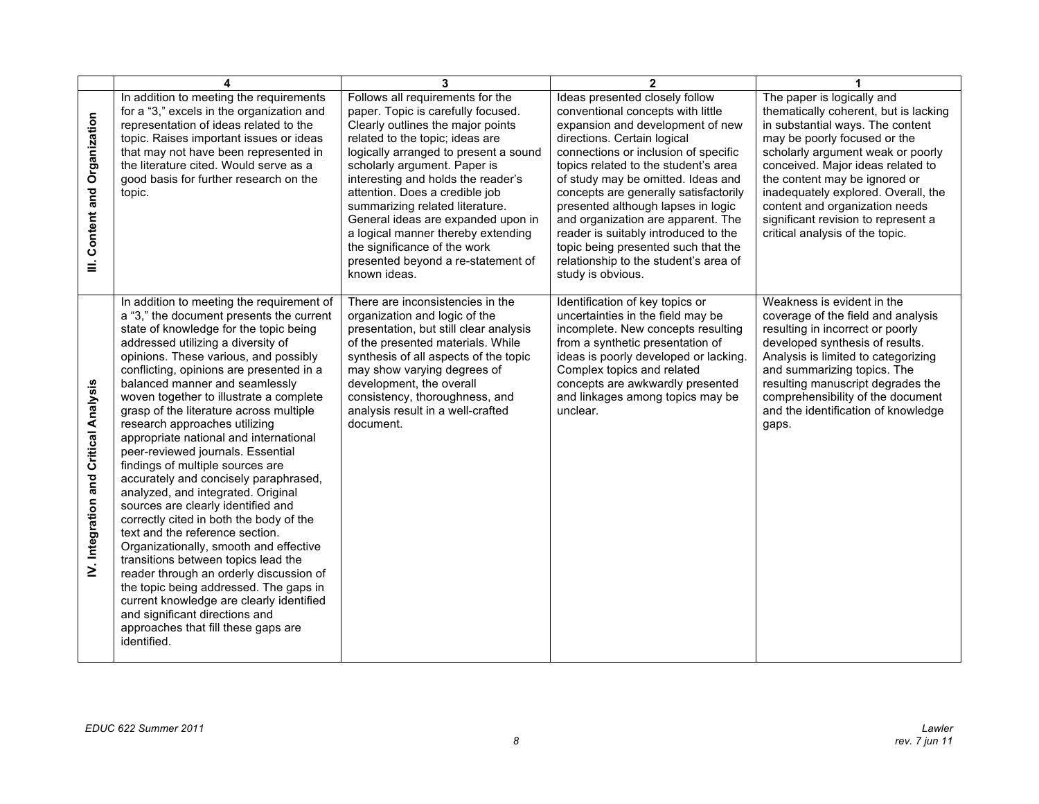| | 4 | 3 | 2 | 1 |
|---|---|---|---|---|
| III. Content and Organization | In addition to meeting the requirements for a "3," excels in the organization and representation of ideas related to the topic. Raises important issues or ideas that may not have been represented in the literature cited. Would serve as a good basis for further research on the topic. | Follows all requirements for the paper. Topic is carefully focused. Clearly outlines the major points related to the topic; ideas are logically arranged to present a sound scholarly argument. Paper is interesting and holds the reader's attention. Does a credible job summarizing related literature. General ideas are expanded upon in a logical manner thereby extending the significance of the work presented beyond a re-statement of known ideas. | Ideas presented closely follow conventional concepts with little expansion and development of new directions. Certain logical connections or inclusion of specific topics related to the student's area of study may be omitted. Ideas and concepts are generally satisfactorily presented although lapses in logic and organization are apparent. The reader is suitably introduced to the topic being presented such that the relationship to the student's area of study is obvious. | The paper is logically and thematically coherent, but is lacking in substantial ways. The content may be poorly focused or the scholarly argument weak or poorly conceived. Major ideas related to the content may be ignored or inadequately explored. Overall, the content and organization needs significant revision to represent a critical analysis of the topic. |
| IV. Integration and Critical Analysis | In addition to meeting the requirement of a "3," the document presents the current state of knowledge for the topic being addressed utilizing a diversity of opinions. These various, and possibly conflicting, opinions are presented in a balanced manner and seamlessly woven together to illustrate a complete grasp of the literature across multiple research approaches utilizing appropriate national and international peer-reviewed journals. Essential findings of multiple sources are accurately and concisely paraphrased, analyzed, and integrated. Original sources are clearly identified and correctly cited in both the body of the text and the reference section. Organizationally, smooth and effective transitions between topics lead the reader through an orderly discussion of the topic being addressed. The gaps in current knowledge are clearly identified and significant directions and approaches that fill these gaps are identified. | There are inconsistencies in the organization and logic of the presentation, but still clear analysis of the presented materials. While synthesis of all aspects of the topic may show varying degrees of development, the overall consistency, thoroughness, and analysis result in a well-crafted document. | Identification of key topics or uncertainties in the field may be incomplete. New concepts resulting from a synthetic presentation of ideas is poorly developed or lacking. Complex topics and related concepts are awkwardly presented and linkages among topics may be unclear. | Weakness is evident in the coverage of the field and analysis resulting in incorrect or poorly developed synthesis of results. Analysis is limited to categorizing and summarizing topics. The resulting manuscript degrades the comprehensibility of the document and the identification of knowledge gaps. |